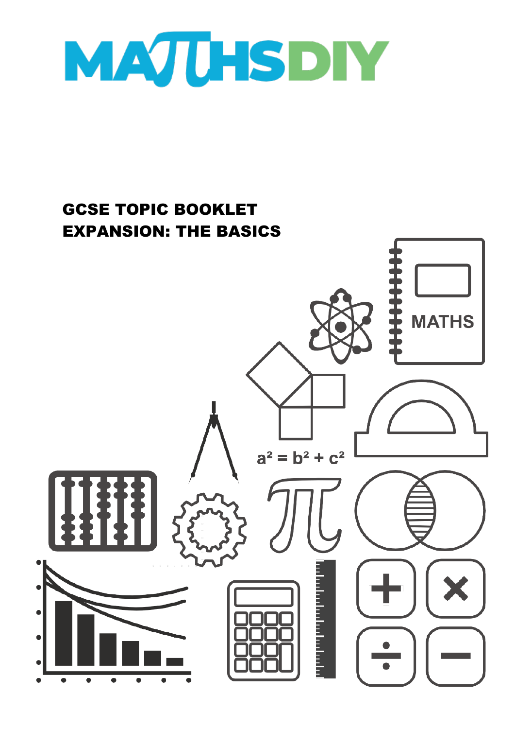# MATHSDIY

## GCSE TOPIC BOOKLET
## EXPANSION: THE BASICS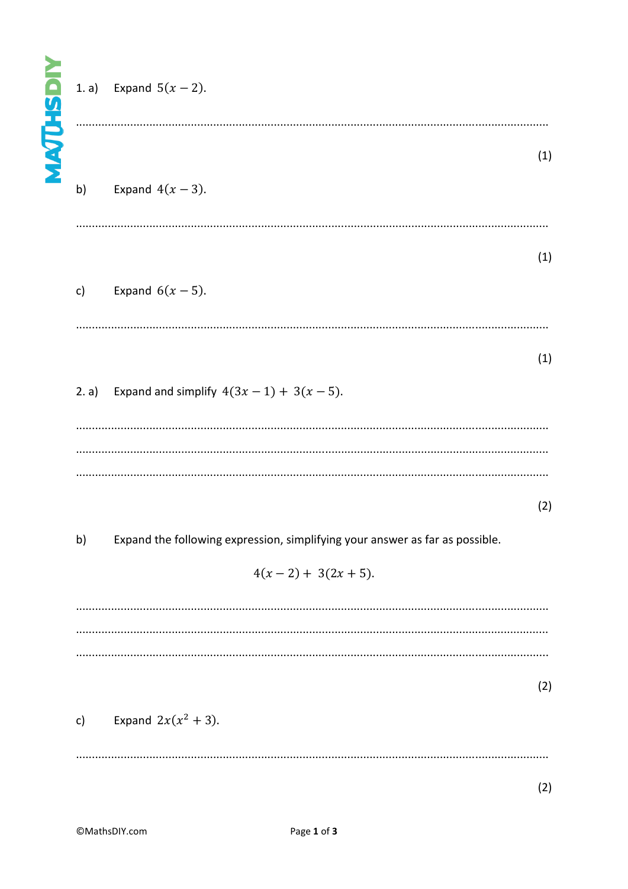1. a) Expand $5(x - 2)$.

..............................................................................................................................................

(1)

b) Expand $4(x - 3)$.

..............................................................................................................................................

(1)

c) Expand $6(x - 5)$.

..............................................................................................................................................

(1)

2. a) Expand and simplify $4(3x - 1) + 3(x - 5)$.

..............................................................................................................................................

..............................................................................................................................................

..............................................................................................................................................

(2)

b) Expand the following expression, simplifying your answer as far as possible.

$$4(x - 2) + 3(2x + 5).$$

..............................................................................................................................................

..............................................................................................................................................

..............................................................................................................................................

(2)

c) Expand $2x(x^2 + 3)$.

..............................................................................................................................................

(2)

©MathsDIY.com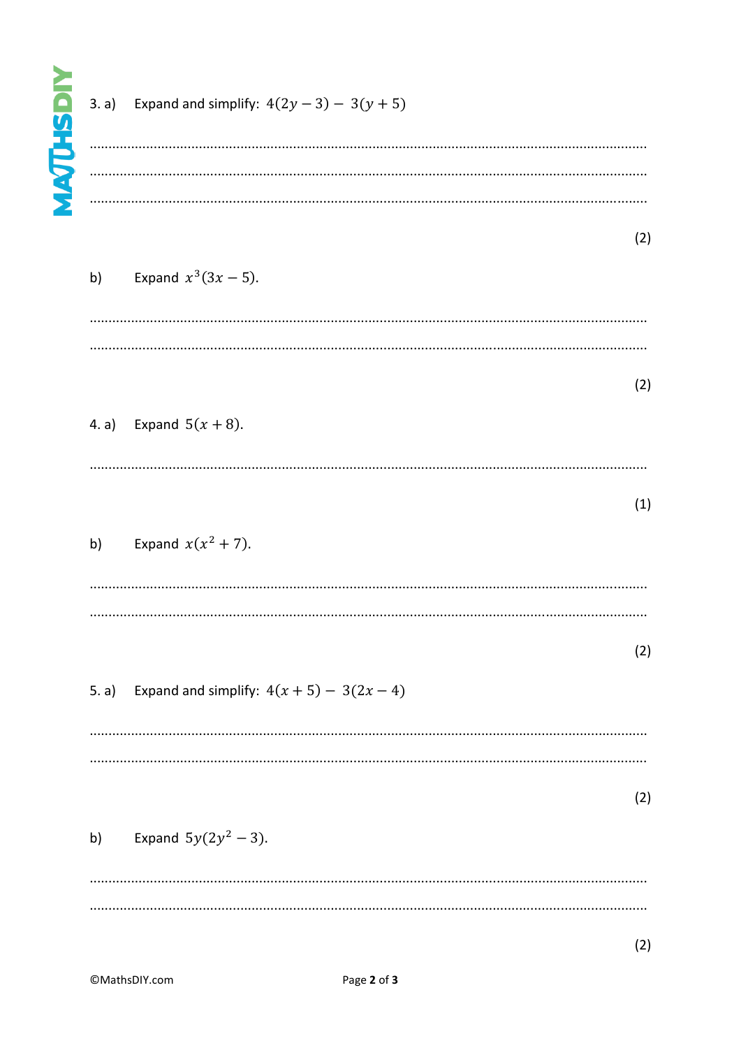3. a) Expand and simplify: $4(2y - 3) - 3(y + 5)$

.......................................................................................................................................

.......................................................................................................................................

.......................................................................................................................................

(2)

b) Expand $x^3(3x - 5)$.

.......................................................................................................................................

.......................................................................................................................................

(2)

4. a) Expand $5(x + 8)$.

.......................................................................................................................................

(1)

b) Expand $x(x^2 + 7)$.

.......................................................................................................................................

.......................................................................................................................................

(2)

5. a) Expand and simplify: $4(x + 5) - 3(2x - 4)$

.......................................................................................................................................

.......................................................................................................................................

(2)

b) Expand $5y(2y^2 - 3)$.

.......................................................................................................................................

.......................................................................................................................................

(2)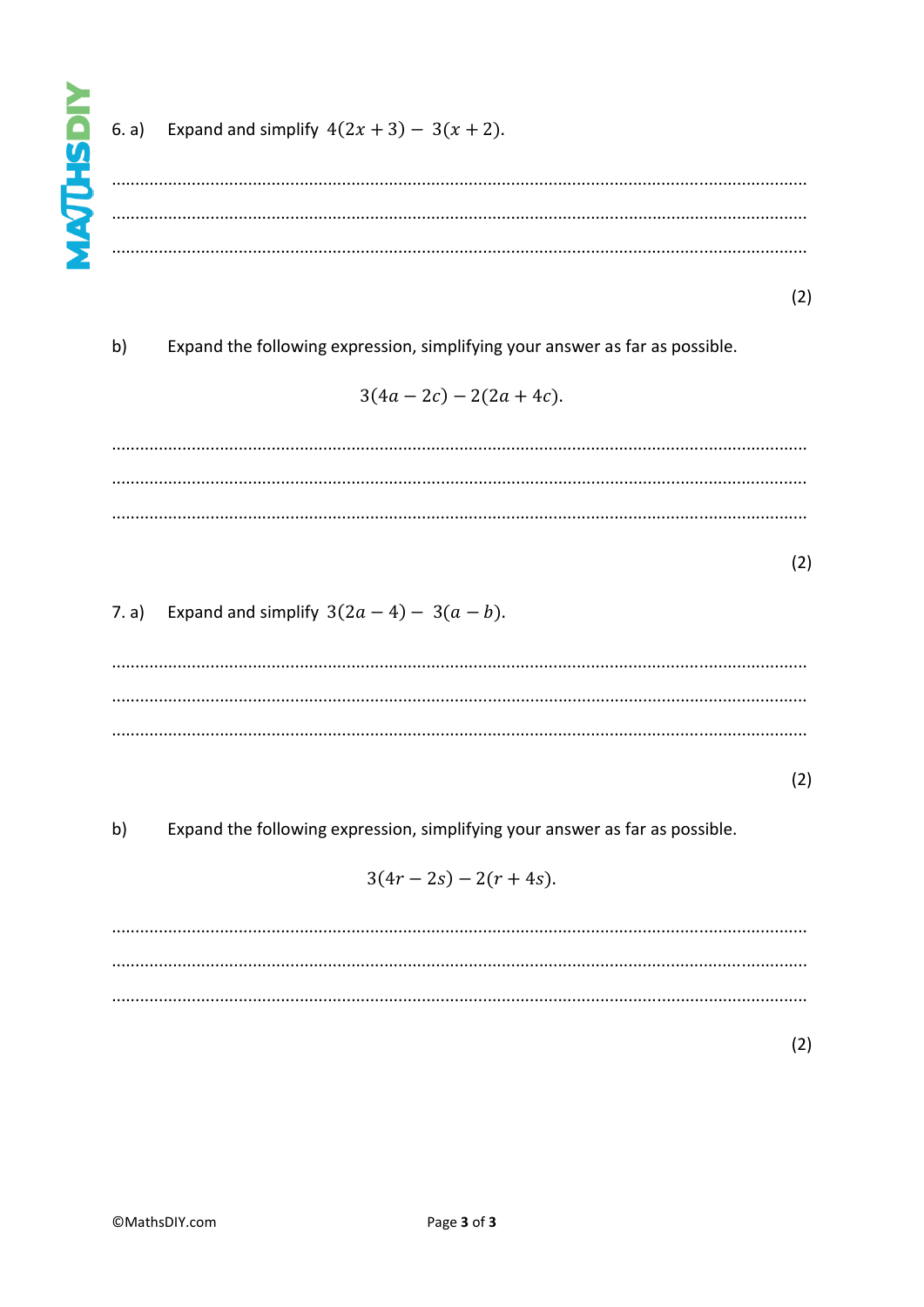6. a) Expand and simplify $4(2x + 3) - 3(x + 2)$.

..............................................................................................................................................

..............................................................................................................................................

..............................................................................................................................................

(2)

b) Expand the following expression, simplifying your answer as far as possible.

$$3(4a - 2c) - 2(2a + 4c).$$

..............................................................................................................................................

..............................................................................................................................................

..............................................................................................................................................

(2)

7. a) Expand and simplify $3(2a - 4) - 3(a - b)$.

..............................................................................................................................................

..............................................................................................................................................

..............................................................................................................................................

(2)

b) Expand the following expression, simplifying your answer as far as possible.

$$3(4r - 2s) - 2(r + 4s).$$

..............................................................................................................................................

..............................................................................................................................................

..............................................................................................................................................

(2)

©MathsDIY.com